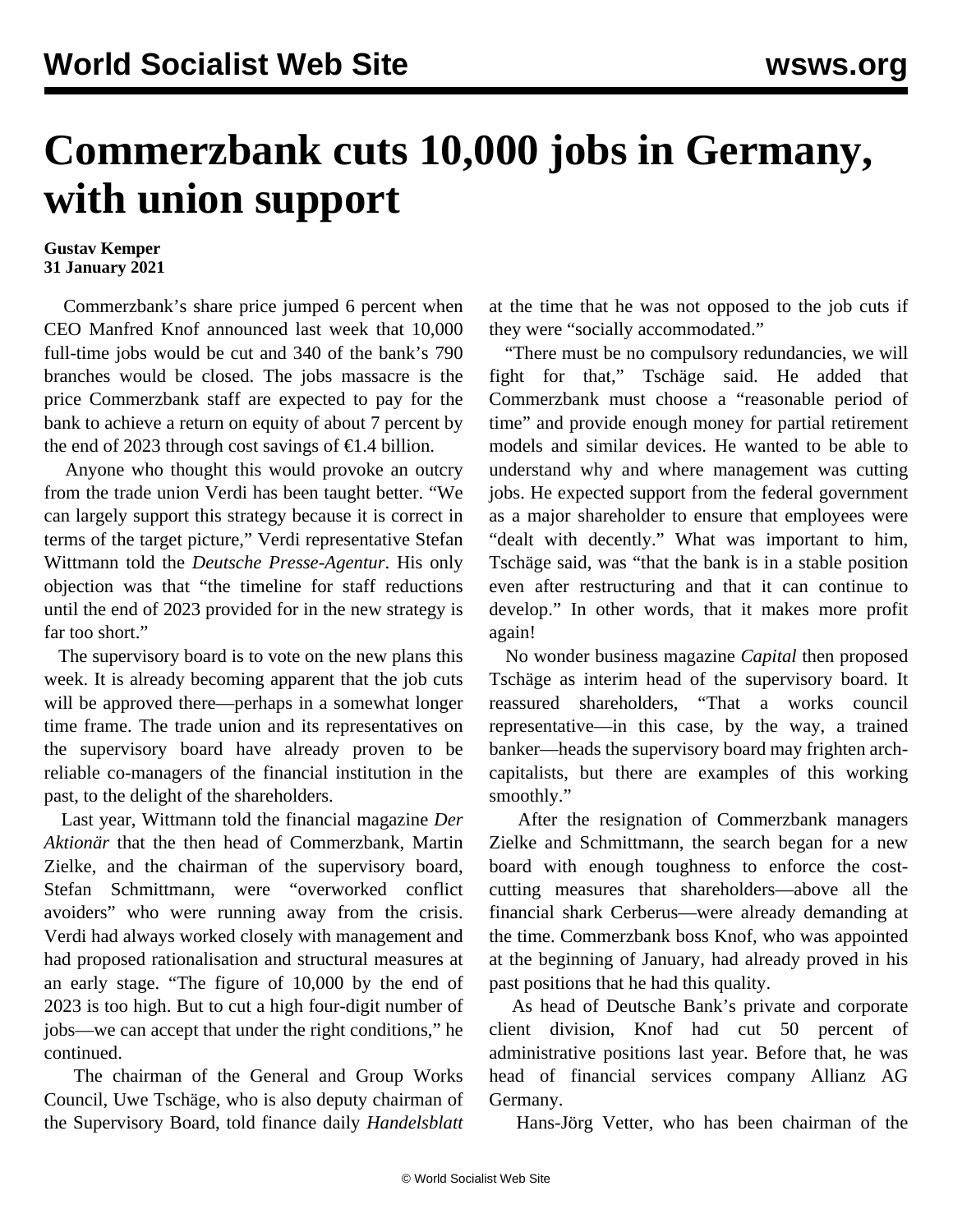# Commerzbank cuts 10,000 jobs in Germany, with union support

**Gustav Kemper**
**31 January 2021**

Commerzbank's share price jumped 6 percent when CEO Manfred Knof announced last week that 10,000 full-time jobs would be cut and 340 of the bank's 790 branches would be closed. The jobs massacre is the price Commerzbank staff are expected to pay for the bank to achieve a return on equity of about 7 percent by the end of 2023 through cost savings of €1.4 billion.

Anyone who thought this would provoke an outcry from the trade union Verdi has been taught better. "We can largely support this strategy because it is correct in terms of the target picture," Verdi representative Stefan Wittmann told the *Deutsche Presse-Agentur*. His only objection was that "the timeline for staff reductions until the end of 2023 provided for in the new strategy is far too short."

The supervisory board is to vote on the new plans this week. It is already becoming apparent that the job cuts will be approved there—perhaps in a somewhat longer time frame. The trade union and its representatives on the supervisory board have already proven to be reliable co-managers of the financial institution in the past, to the delight of the shareholders.

Last year, Wittmann told the financial magazine *Der Aktionär* that the then head of Commerzbank, Martin Zielke, and the chairman of the supervisory board, Stefan Schmittmann, were "overworked conflict avoiders" who were running away from the crisis. Verdi had always worked closely with management and had proposed rationalisation and structural measures at an early stage. "The figure of 10,000 by the end of 2023 is too high. But to cut a high four-digit number of jobs—we can accept that under the right conditions," he continued.

The chairman of the General and Group Works Council, Uwe Tschäge, who is also deputy chairman of the Supervisory Board, told finance daily *Handelsblatt* at the time that he was not opposed to the job cuts if they were "socially accommodated."

"There must be no compulsory redundancies, we will fight for that," Tschäge said. He added that Commerzbank must choose a "reasonable period of time" and provide enough money for partial retirement models and similar devices. He wanted to be able to understand why and where management was cutting jobs. He expected support from the federal government as a major shareholder to ensure that employees were "dealt with decently." What was important to him, Tschäge said, was "that the bank is in a stable position even after restructuring and that it can continue to develop." In other words, that it makes more profit again!

No wonder business magazine *Capital* then proposed Tschäge as interim head of the supervisory board. It reassured shareholders, "That a works council representative—in this case, by the way, a trained banker—heads the supervisory board may frighten arch-capitalists, but there are examples of this working smoothly."

After the resignation of Commerzbank managers Zielke and Schmittmann, the search began for a new board with enough toughness to enforce the cost-cutting measures that shareholders—above all the financial shark Cerberus—were already demanding at the time. Commerzbank boss Knof, who was appointed at the beginning of January, had already proved in his past positions that he had this quality.

As head of Deutsche Bank's private and corporate client division, Knof had cut 50 percent of administrative positions last year. Before that, he was head of financial services company Allianz AG Germany.

Hans-Jörg Vetter, who has been chairman of the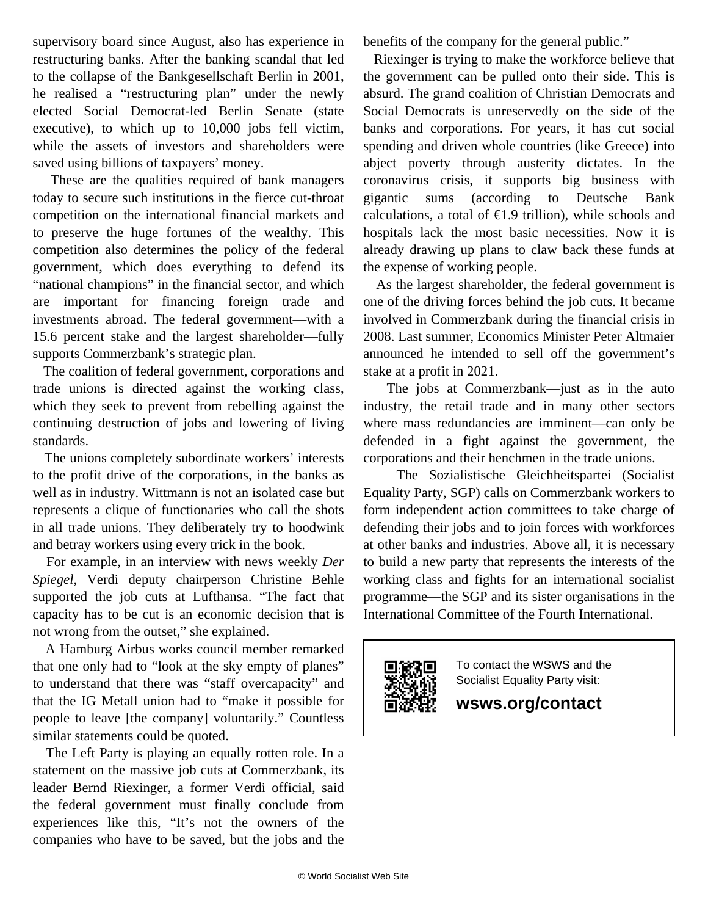supervisory board since August, also has experience in restructuring banks. After the banking scandal that led to the collapse of the Bankgesellschaft Berlin in 2001, he realised a "restructuring plan" under the newly elected Social Democrat-led Berlin Senate (state executive), to which up to 10,000 jobs fell victim, while the assets of investors and shareholders were saved using billions of taxpayers' money.

These are the qualities required of bank managers today to secure such institutions in the fierce cut-throat competition on the international financial markets and to preserve the huge fortunes of the wealthy. This competition also determines the policy of the federal government, which does everything to defend its "national champions" in the financial sector, and which are important for financing foreign trade and investments abroad. The federal government—with a 15.6 percent stake and the largest shareholder—fully supports Commerzbank's strategic plan.

The coalition of federal government, corporations and trade unions is directed against the working class, which they seek to prevent from rebelling against the continuing destruction of jobs and lowering of living standards.

The unions completely subordinate workers' interests to the profit drive of the corporations, in the banks as well as in industry. Wittmann is not an isolated case but represents a clique of functionaries who call the shots in all trade unions. They deliberately try to hoodwink and betray workers using every trick in the book.

For example, in an interview with news weekly *Der Spiegel*, Verdi deputy chairperson Christine Behle supported the job cuts at Lufthansa. "The fact that capacity has to be cut is an economic decision that is not wrong from the outset," she explained.

A Hamburg Airbus works council member remarked that one only had to "look at the sky empty of planes" to understand that there was "staff overcapacity" and that the IG Metall union had to "make it possible for people to leave [the company] voluntarily." Countless similar statements could be quoted.

The Left Party is playing an equally rotten role. In a statement on the massive job cuts at Commerzbank, its leader Bernd Riexinger, a former Verdi official, said the federal government must finally conclude from experiences like this, "It's not the owners of the companies who have to be saved, but the jobs and the benefits of the company for the general public."

Riexinger is trying to make the workforce believe that the government can be pulled onto their side. This is absurd. The grand coalition of Christian Democrats and Social Democrats is unreservedly on the side of the banks and corporations. For years, it has cut social spending and driven whole countries (like Greece) into abject poverty through austerity dictates. In the coronavirus crisis, it supports big business with gigantic sums (according to Deutsche Bank calculations, a total of €1.9 trillion), while schools and hospitals lack the most basic necessities. Now it is already drawing up plans to claw back these funds at the expense of working people.

As the largest shareholder, the federal government is one of the driving forces behind the job cuts. It became involved in Commerzbank during the financial crisis in 2008. Last summer, Economics Minister Peter Altmaier announced he intended to sell off the government's stake at a profit in 2021.

The jobs at Commerzbank—just as in the auto industry, the retail trade and in many other sectors where mass redundancies are imminent—can only be defended in a fight against the government, the corporations and their henchmen in the trade unions.

The Sozialistische Gleichheitspartei (Socialist Equality Party, SGP) calls on Commerzbank workers to form independent action committees to take charge of defending their jobs and to join forces with workforces at other banks and industries. Above all, it is necessary to build a new party that represents the interests of the working class and fights for an international socialist programme—the SGP and its sister organisations in the International Committee of the Fourth International.

To contact the WSWS and the Socialist Equality Party visit:

**wsws.org/contact**